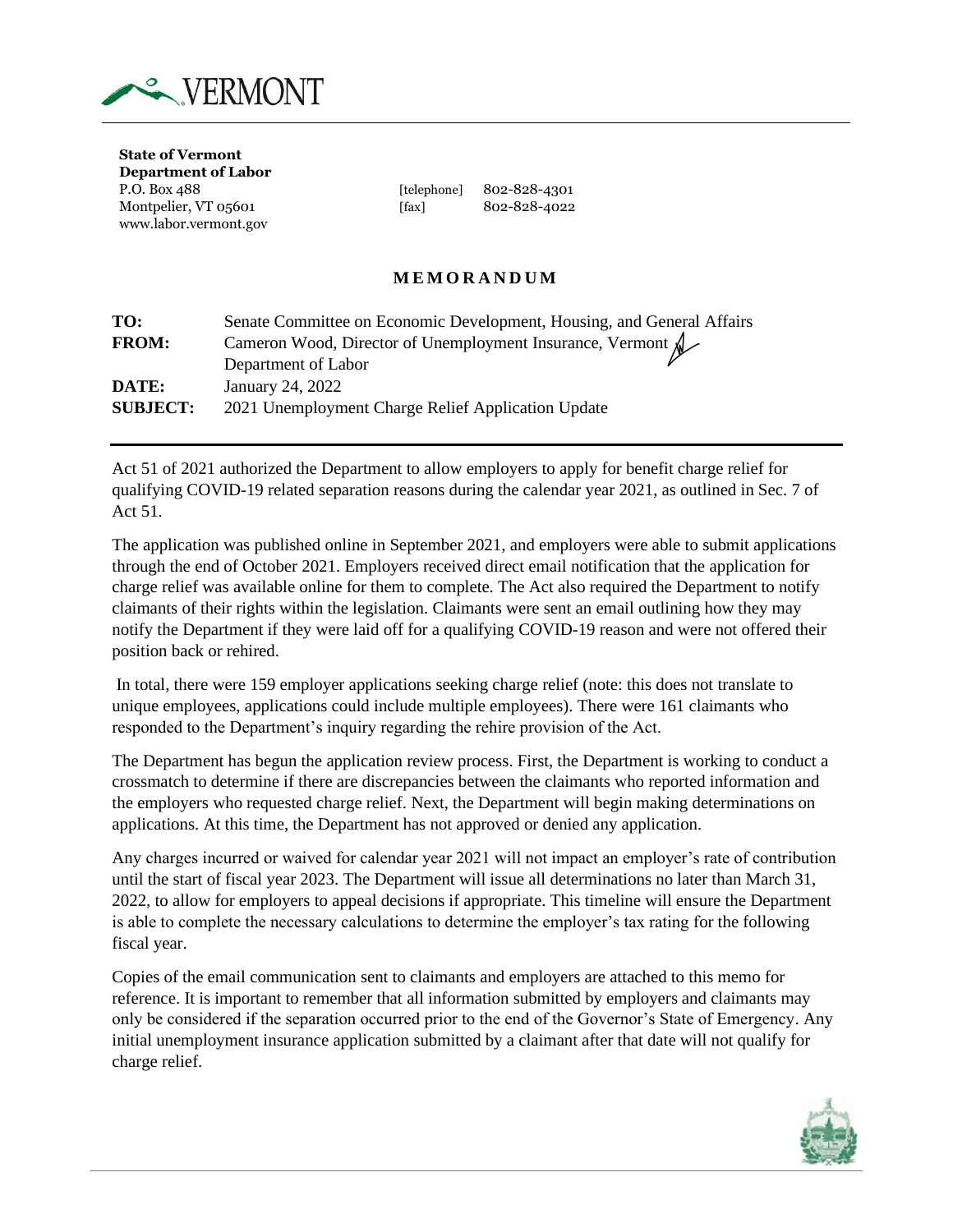VERMONT

**State of Vermont**
**Department of Labor**
P.O. Box 488
Montpelier, VT 05601
www.labor.vermont.gov

[telephone] 802-828-4301
[fax] 802-828-4022

# MEMORANDUM

**TO:** Senate Committee on Economic Development, Housing, and General Affairs
**FROM:** Cameron Wood, Director of Unemployment Insurance, Vermont Department of Labor
**DATE:** January 24, 2022
**SUBJECT:** 2021 Unemployment Charge Relief Application Update

---

Act 51 of 2021 authorized the Department to allow employers to apply for benefit charge relief for qualifying COVID-19 related separation reasons during the calendar year 2021, as outlined in Sec. 7 of Act 51.

The application was published online in September 2021, and employers were able to submit applications through the end of October 2021. Employers received direct email notification that the application for charge relief was available online for them to complete. The Act also required the Department to notify claimants of their rights within the legislation. Claimants were sent an email outlining how they may notify the Department if they were laid off for a qualifying COVID-19 reason and were not offered their position back or rehired.

In total, there were 159 employer applications seeking charge relief (note: this does not translate to unique employees, applications could include multiple employees). There were 161 claimants who responded to the Department's inquiry regarding the rehire provision of the Act.

The Department has begun the application review process. First, the Department is working to conduct a crossmatch to determine if there are discrepancies between the claimants who reported information and the employers who requested charge relief. Next, the Department will begin making determinations on applications. At this time, the Department has not approved or denied any application.

Any charges incurred or waived for calendar year 2021 will not impact an employer's rate of contribution until the start of fiscal year 2023. The Department will issue all determinations no later than March 31, 2022, to allow for employers to appeal decisions if appropriate. This timeline will ensure the Department is able to complete the necessary calculations to determine the employer's tax rating for the following fiscal year.

Copies of the email communication sent to claimants and employers are attached to this memo for reference. It is important to remember that all information submitted by employers and claimants may only be considered if the separation occurred prior to the end of the Governor's State of Emergency. Any initial unemployment insurance application submitted by a claimant after that date will not qualify for charge relief.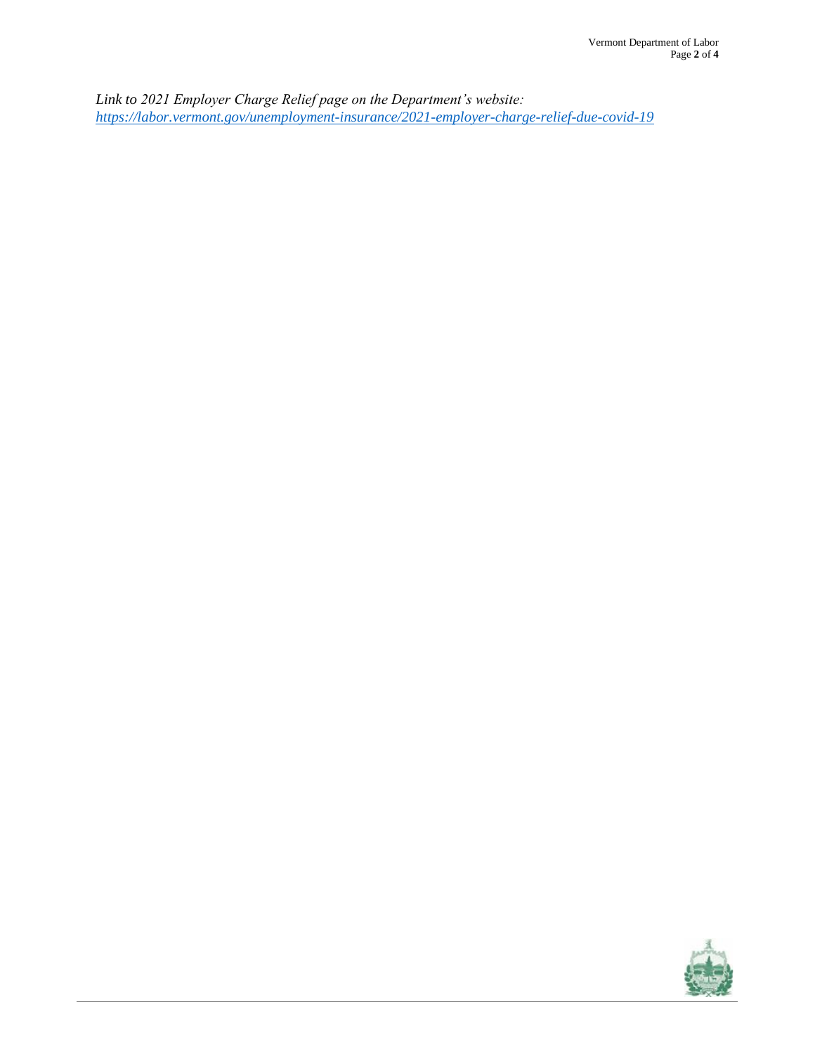*Link to 2021 Employer Charge Relief page on the Department's website:*
*[https://labor.vermont.gov/unemployment-insurance/2021-employer-charge-relief-due-covid-19](https://labor.vermont.gov/unemployment-insurance/2021-employer-charge-relief-due-covid-19)*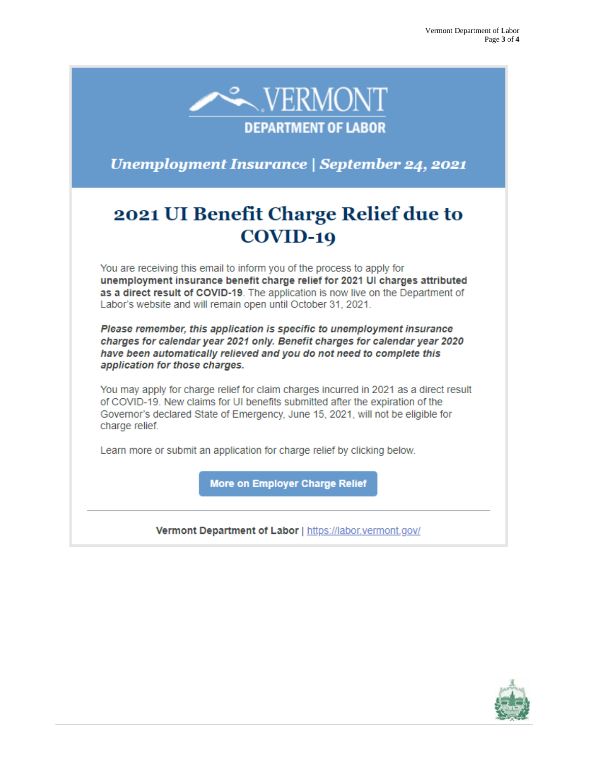# VERMONT DEPARTMENT OF LABOR

***Unemployment Insurance | September 24, 2021***

## 2021 UI Benefit Charge Relief due to COVID-19

You are receiving this email to inform you of the process to apply for **unemployment insurance benefit charge relief for 2021 UI charges attributed as a direct result of COVID-19**. The application is now live on the Department of Labor's website and will remain open until October 31, 2021.

***Please remember, this application is specific to unemployment insurance charges for calendar year 2021 only. Benefit charges for calendar year 2020 have been automatically relieved and you do not need to complete this application for those charges.***

You may apply for charge relief for claim charges incurred in 2021 as a direct result of COVID-19. New claims for UI benefits submitted after the expiration of the Governor's declared State of Emergency, June 15, 2021, will not be eligible for charge relief.

Learn more or submit an application for charge relief by clicking below.

**More on Employer Charge Relief**

---

**Vermont Department of Labor** | https://labor.vermont.gov/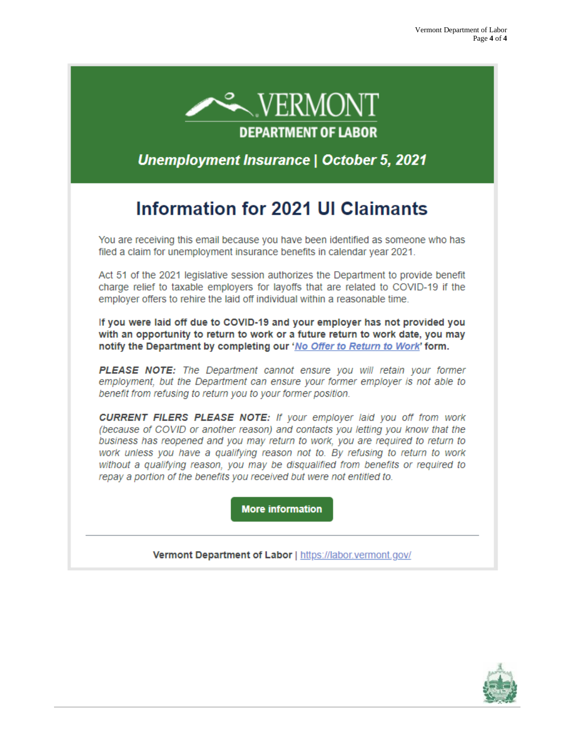VERMONT

DEPARTMENT OF LABOR

***Unemployment Insurance | October 5, 2021***

# Information for 2021 UI Claimants

You are receiving this email because you have been identified as someone who has filed a claim for unemployment insurance benefits in calendar year 2021.

Act 51 of the 2021 legislative session authorizes the Department to provide benefit charge relief to taxable employers for layoffs that are related to COVID-19 if the employer offers to rehire the laid off individual within a reasonable time.

**If you were laid off due to COVID-19 and your employer has not provided you with an opportunity to return to work or a future return to work date, you may notify the Department by completing our '*No Offer to Return to Work*' form.**

***PLEASE NOTE:*** *The Department cannot ensure you will retain your former employment, but the Department can ensure your former employer is not able to benefit from refusing to return you to your former position.*

***CURRENT FILERS PLEASE NOTE:*** *If your employer laid you off from work (because of COVID or another reason) and contacts you letting you know that the business has reopened and you may return to work, you are required to return to work unless you have a qualifying reason not to. By refusing to return to work without a qualifying reason, you may be disqualified from benefits or required to repay a portion of the benefits you received but were not entitled to.*

**More information**

---

**Vermont Department of Labor** | https://labor.vermont.gov/